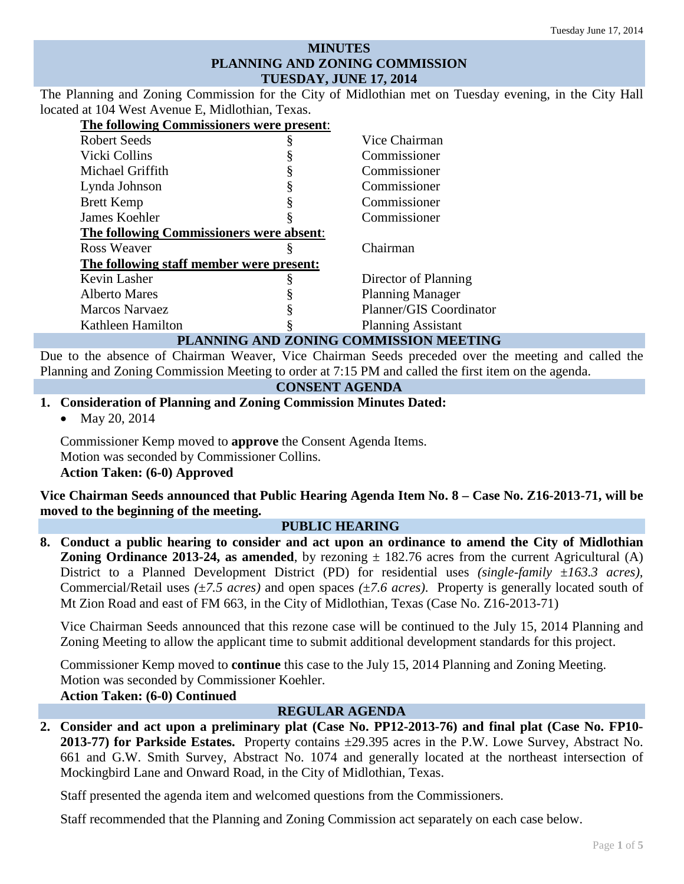# MINUTES
# PLANNING AND ZONING COMMISSION
# TUESDAY, JUNE 17, 2014

The Planning and Zoning Commission for the City of Midlothian met on Tuesday evening, in the City Hall located at 104 West Avenue E, Midlothian, Texas.

**The following Commissioners were present:**

| | | |
|---|---|---|
| Robert Seeds | § | Vice Chairman |
| Vicki Collins | § | Commissioner |
| Michael Griffith | § | Commissioner |
| Lynda Johnson | § | Commissioner |
| Brett Kemp | § | Commissioner |
| James Koehler | § | Commissioner |

**The following Commissioners were absent:**

| | | |
|---|---|---|
| Ross Weaver | § | Chairman |

**The following staff member were present:**

| | | |
|---|---|---|
| Kevin Lasher | § | Director of Planning |
| Alberto Mares | § | Planning Manager |
| Marcos Narvaez | § | Planner/GIS Coordinator |
| Kathleen Hamilton | § | Planning Assistant |

## PLANNING AND ZONING COMMISSION MEETING

Due to the absence of Chairman Weaver, Vice Chairman Seeds preceded over the meeting and called the Planning and Zoning Commission Meeting to order at 7:15 PM and called the first item on the agenda.

## CONSENT AGENDA

**1. Consideration of Planning and Zoning Commission Minutes Dated:**

- May 20, 2014

Commissioner Kemp moved to **approve** the Consent Agenda Items.
Motion was seconded by Commissioner Collins.
**Action Taken: (6-0) Approved**

**Vice Chairman Seeds announced that Public Hearing Agenda Item No. 8 – Case No. Z16-2013-71, will be moved to the beginning of the meeting.**

## PUBLIC HEARING

**8. Conduct a public hearing to consider and act upon an ordinance to amend the City of Midlothian Zoning Ordinance 2013-24, as amended**, by rezoning ± 182.76 acres from the current Agricultural (A) District to a Planned Development District (PD) for residential uses *(single-family ±163.3 acres)*, Commercial/Retail uses *(±7.5 acres)* and open spaces *(±7.6 acres)*. Property is generally located south of Mt Zion Road and east of FM 663, in the City of Midlothian, Texas (Case No. Z16-2013-71)

Vice Chairman Seeds announced that this rezone case will be continued to the July 15, 2014 Planning and Zoning Meeting to allow the applicant time to submit additional development standards for this project.

Commissioner Kemp moved to **continue** this case to the July 15, 2014 Planning and Zoning Meeting.
Motion was seconded by Commissioner Koehler.
**Action Taken: (6-0) Continued**

## REGULAR AGENDA

**2. Consider and act upon a preliminary plat (Case No. PP12-2013-76) and final plat (Case No. FP10-2013-77) for Parkside Estates.** Property contains ±29.395 acres in the P.W. Lowe Survey, Abstract No. 661 and G.W. Smith Survey, Abstract No. 1074 and generally located at the northeast intersection of Mockingbird Lane and Onward Road, in the City of Midlothian, Texas.

Staff presented the agenda item and welcomed questions from the Commissioners.

Staff recommended that the Planning and Zoning Commission act separately on each case below.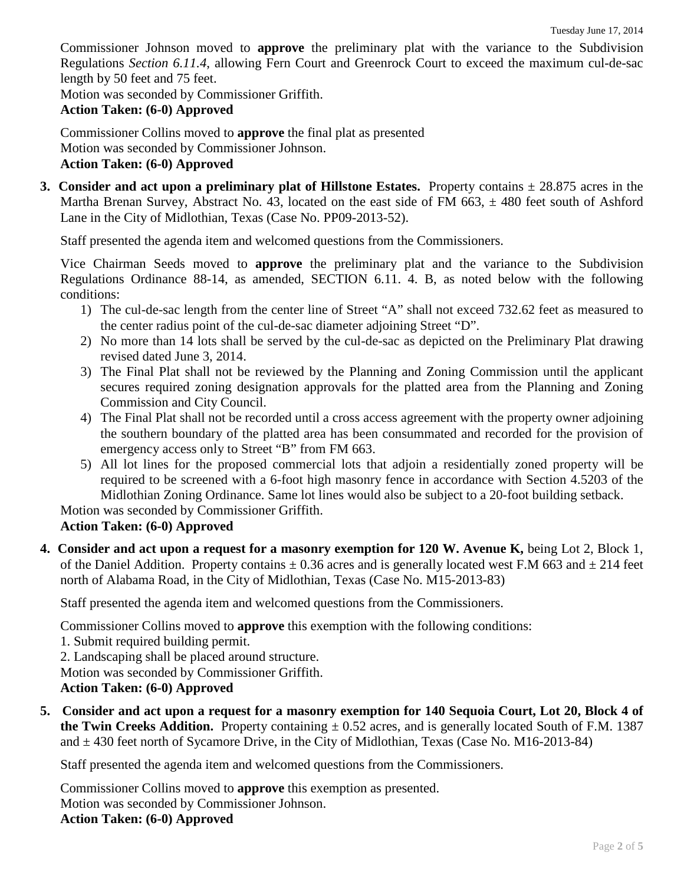Commissioner Johnson moved to **approve** the preliminary plat with the variance to the Subdivision Regulations *Section 6.11.4*, allowing Fern Court and Greenrock Court to exceed the maximum cul-de-sac length by 50 feet and 75 feet.
Motion was seconded by Commissioner Griffith.
**Action Taken: (6-0) Approved**

Commissioner Collins moved to **approve** the final plat as presented
Motion was seconded by Commissioner Johnson.
**Action Taken: (6-0) Approved**

**3. Consider and act upon a preliminary plat of Hillstone Estates.** Property contains ± 28.875 acres in the Martha Brenan Survey, Abstract No. 43, located on the east side of FM 663, ± 480 feet south of Ashford Lane in the City of Midlothian, Texas (Case No. PP09-2013-52).

Staff presented the agenda item and welcomed questions from the Commissioners.

Vice Chairman Seeds moved to **approve** the preliminary plat and the variance to the Subdivision Regulations Ordinance 88-14, as amended, SECTION 6.11. 4. B, as noted below with the following conditions:

1) The cul-de-sac length from the center line of Street "A" shall not exceed 732.62 feet as measured to the center radius point of the cul-de-sac diameter adjoining Street "D".
2) No more than 14 lots shall be served by the cul-de-sac as depicted on the Preliminary Plat drawing revised dated June 3, 2014.
3) The Final Plat shall not be reviewed by the Planning and Zoning Commission until the applicant secures required zoning designation approvals for the platted area from the Planning and Zoning Commission and City Council.
4) The Final Plat shall not be recorded until a cross access agreement with the property owner adjoining the southern boundary of the platted area has been consummated and recorded for the provision of emergency access only to Street "B" from FM 663.
5) All lot lines for the proposed commercial lots that adjoin a residentially zoned property will be required to be screened with a 6-foot high masonry fence in accordance with Section 4.5203 of the Midlothian Zoning Ordinance. Same lot lines would also be subject to a 20-foot building setback.

Motion was seconded by Commissioner Griffith.
**Action Taken: (6-0) Approved**

**4. Consider and act upon a request for a masonry exemption for 120 W. Avenue K,** being Lot 2, Block 1, of the Daniel Addition. Property contains ± 0.36 acres and is generally located west F.M 663 and ± 214 feet north of Alabama Road, in the City of Midlothian, Texas (Case No. M15-2013-83)

Staff presented the agenda item and welcomed questions from the Commissioners.

Commissioner Collins moved to **approve** this exemption with the following conditions:
1. Submit required building permit.
2. Landscaping shall be placed around structure.
Motion was seconded by Commissioner Griffith.
**Action Taken: (6-0) Approved**

**5. Consider and act upon a request for a masonry exemption for 140 Sequoia Court, Lot 20, Block 4 of the Twin Creeks Addition.** Property containing ± 0.52 acres, and is generally located South of F.M. 1387 and ± 430 feet north of Sycamore Drive, in the City of Midlothian, Texas (Case No. M16-2013-84)

Staff presented the agenda item and welcomed questions from the Commissioners.

Commissioner Collins moved to **approve** this exemption as presented.
Motion was seconded by Commissioner Johnson.
**Action Taken: (6-0) Approved**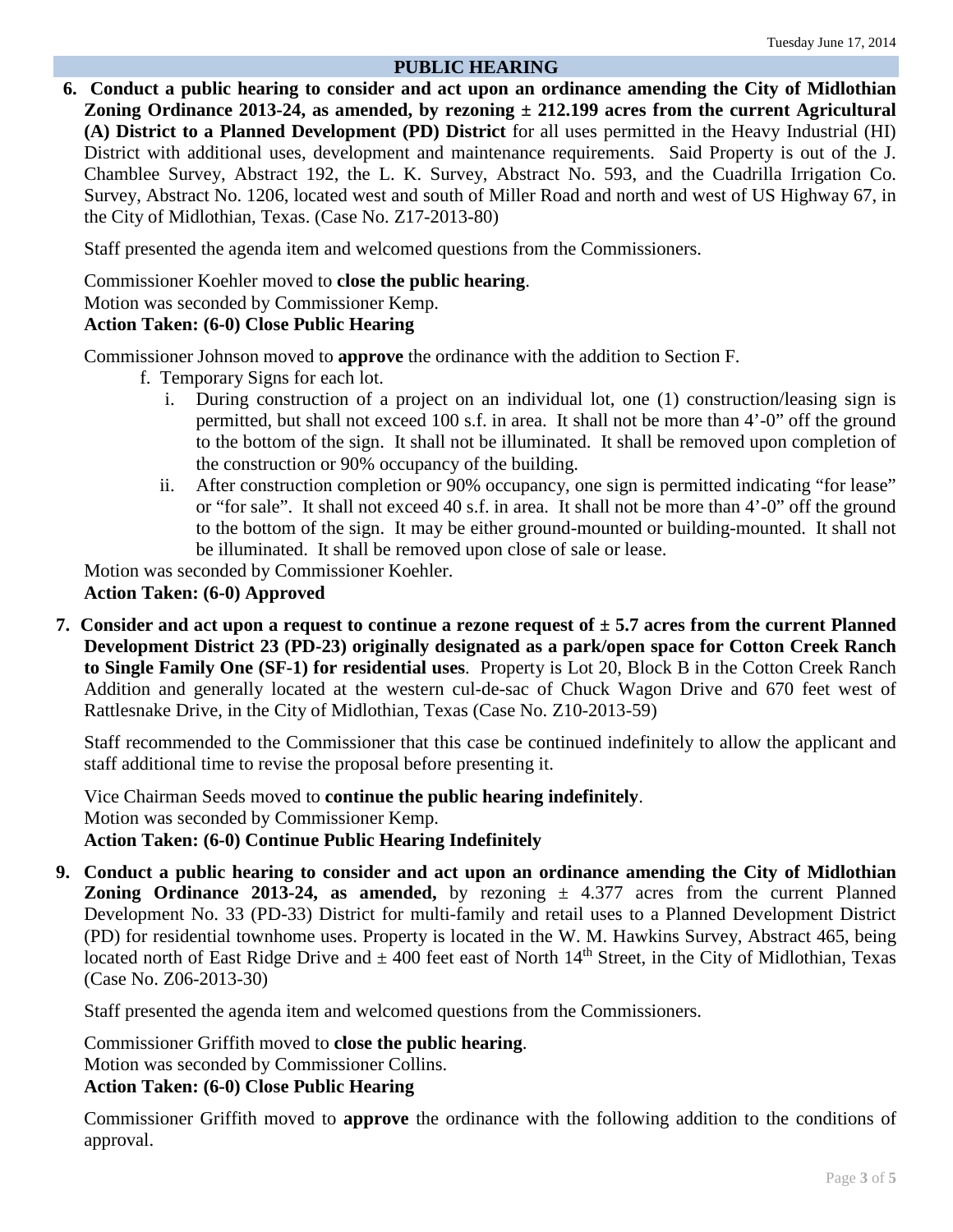## PUBLIC HEARING

**6. Conduct a public hearing to consider and act upon an ordinance amending the City of Midlothian Zoning Ordinance 2013-24, as amended, by rezoning ± 212.199 acres from the current Agricultural (A) District to a Planned Development (PD) District** for all uses permitted in the Heavy Industrial (HI) District with additional uses, development and maintenance requirements. Said Property is out of the J. Chamblee Survey, Abstract 192, the L. K. Survey, Abstract No. 593, and the Cuadrilla Irrigation Co. Survey, Abstract No. 1206, located west and south of Miller Road and north and west of US Highway 67, in the City of Midlothian, Texas. (Case No. Z17-2013-80)

Staff presented the agenda item and welcomed questions from the Commissioners.

Commissioner Koehler moved to **close the public hearing**.
Motion was seconded by Commissioner Kemp.
**Action Taken: (6-0) Close Public Hearing**

Commissioner Johnson moved to **approve** the ordinance with the addition to Section F.

f. Temporary Signs for each lot.
   i. During construction of a project on an individual lot, one (1) construction/leasing sign is permitted, but shall not exceed 100 s.f. in area. It shall not be more than 4'-0" off the ground to the bottom of the sign. It shall not be illuminated. It shall be removed upon completion of the construction or 90% occupancy of the building.
   ii. After construction completion or 90% occupancy, one sign is permitted indicating "for lease" or "for sale". It shall not exceed 40 s.f. in area. It shall not be more than 4'-0" off the ground to the bottom of the sign. It may be either ground-mounted or building-mounted. It shall not be illuminated. It shall be removed upon close of sale or lease.

Motion was seconded by Commissioner Koehler.
**Action Taken: (6-0) Approved**

**7. Consider and act upon a request to continue a rezone request of ± 5.7 acres from the current Planned Development District 23 (PD-23) originally designated as a park/open space for Cotton Creek Ranch to Single Family One (SF-1) for residential uses**. Property is Lot 20, Block B in the Cotton Creek Ranch Addition and generally located at the western cul-de-sac of Chuck Wagon Drive and 670 feet west of Rattlesnake Drive, in the City of Midlothian, Texas (Case No. Z10-2013-59)

Staff recommended to the Commissioner that this case be continued indefinitely to allow the applicant and staff additional time to revise the proposal before presenting it.

Vice Chairman Seeds moved to **continue the public hearing indefinitely**.
Motion was seconded by Commissioner Kemp.
**Action Taken: (6-0) Continue Public Hearing Indefinitely**

**9. Conduct a public hearing to consider and act upon an ordinance amending the City of Midlothian Zoning Ordinance 2013-24, as amended,** by rezoning ± 4.377 acres from the current Planned Development No. 33 (PD-33) District for multi-family and retail uses to a Planned Development District (PD) for residential townhome uses. Property is located in the W. M. Hawkins Survey, Abstract 465, being located north of East Ridge Drive and ± 400 feet east of North 14th Street, in the City of Midlothian, Texas (Case No. Z06-2013-30)

Staff presented the agenda item and welcomed questions from the Commissioners.

Commissioner Griffith moved to **close the public hearing**.
Motion was seconded by Commissioner Collins.
**Action Taken: (6-0) Close Public Hearing**

Commissioner Griffith moved to **approve** the ordinance with the following addition to the conditions of approval.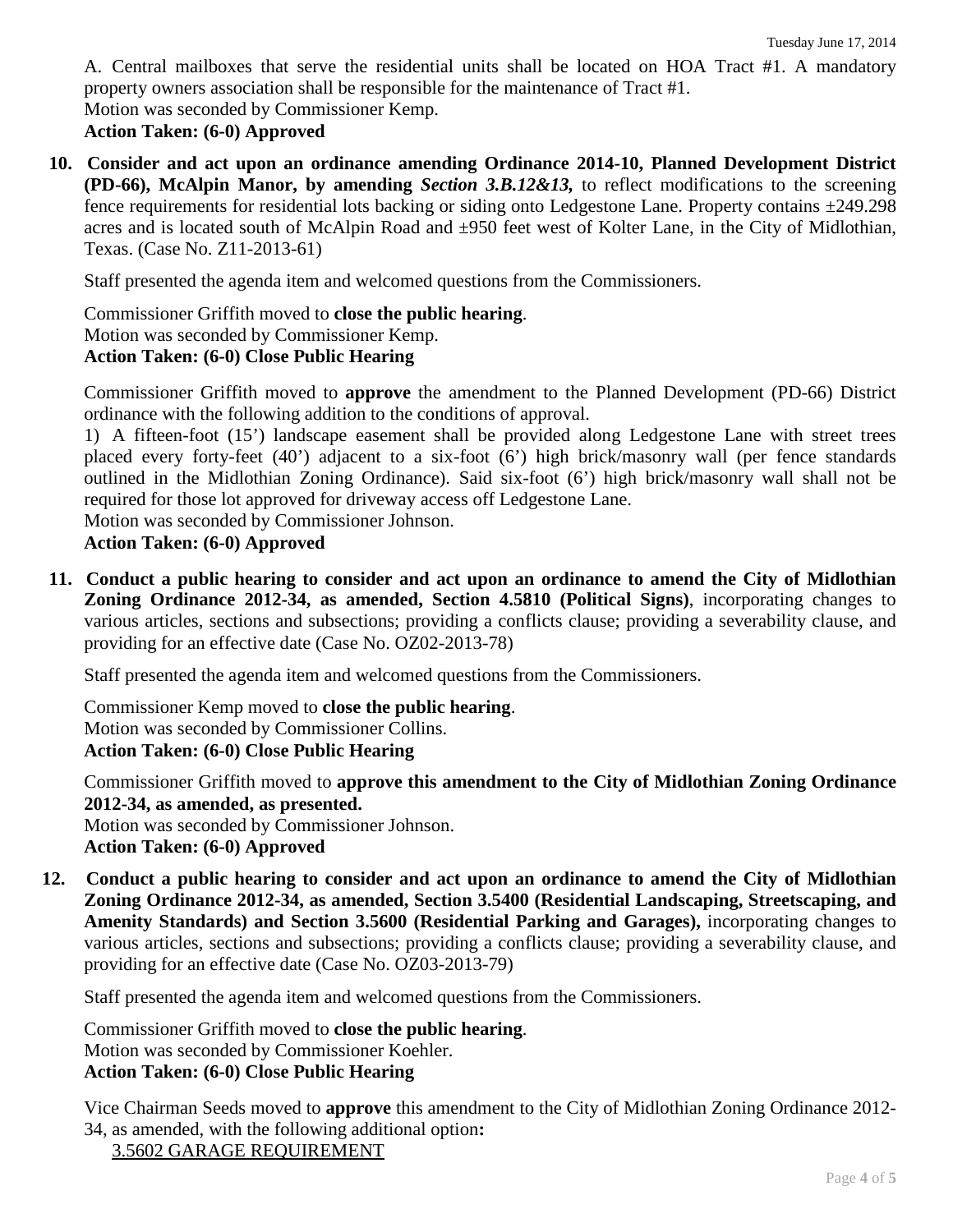A. Central mailboxes that serve the residential units shall be located on HOA Tract #1. A mandatory property owners association shall be responsible for the maintenance of Tract #1.
Motion was seconded by Commissioner Kemp.
**Action Taken: (6-0) Approved**

**10. Consider and act upon an ordinance amending Ordinance 2014-10, Planned Development District (PD-66), McAlpin Manor, by amending *Section 3.B.12&13,*** to reflect modifications to the screening fence requirements for residential lots backing or siding onto Ledgestone Lane. Property contains ±249.298 acres and is located south of McAlpin Road and ±950 feet west of Kolter Lane, in the City of Midlothian, Texas. (Case No. Z11-2013-61)

Staff presented the agenda item and welcomed questions from the Commissioners.

Commissioner Griffith moved to **close the public hearing**.
Motion was seconded by Commissioner Kemp.
**Action Taken: (6-0) Close Public Hearing**

Commissioner Griffith moved to **approve** the amendment to the Planned Development (PD-66) District ordinance with the following addition to the conditions of approval.
1) A fifteen-foot (15') landscape easement shall be provided along Ledgestone Lane with street trees placed every forty-feet (40') adjacent to a six-foot (6') high brick/masonry wall (per fence standards outlined in the Midlothian Zoning Ordinance). Said six-foot (6') high brick/masonry wall shall not be required for those lot approved for driveway access off Ledgestone Lane.
Motion was seconded by Commissioner Johnson.
**Action Taken: (6-0) Approved**

**11. Conduct a public hearing to consider and act upon an ordinance to amend the City of Midlothian Zoning Ordinance 2012-34, as amended, Section 4.5810 (Political Signs)**, incorporating changes to various articles, sections and subsections; providing a conflicts clause; providing a severability clause, and providing for an effective date (Case No. OZ02-2013-78)

Staff presented the agenda item and welcomed questions from the Commissioners.

Commissioner Kemp moved to **close the public hearing**.
Motion was seconded by Commissioner Collins.
**Action Taken: (6-0) Close Public Hearing**

Commissioner Griffith moved to **approve this amendment to the City of Midlothian Zoning Ordinance 2012-34, as amended, as presented.**
Motion was seconded by Commissioner Johnson.
**Action Taken: (6-0) Approved**

**12. Conduct a public hearing to consider and act upon an ordinance to amend the City of Midlothian Zoning Ordinance 2012-34, as amended, Section 3.5400 (Residential Landscaping, Streetscaping, and Amenity Standards) and Section 3.5600 (Residential Parking and Garages),** incorporating changes to various articles, sections and subsections; providing a conflicts clause; providing a severability clause, and providing for an effective date (Case No. OZ03-2013-79)

Staff presented the agenda item and welcomed questions from the Commissioners.

Commissioner Griffith moved to **close the public hearing**.
Motion was seconded by Commissioner Koehler.
**Action Taken: (6-0) Close Public Hearing**

Vice Chairman Seeds moved to **approve** this amendment to the City of Midlothian Zoning Ordinance 2012-34, as amended, with the following additional option**:**

<u>3.5602 GARAGE REQUIREMENT</u>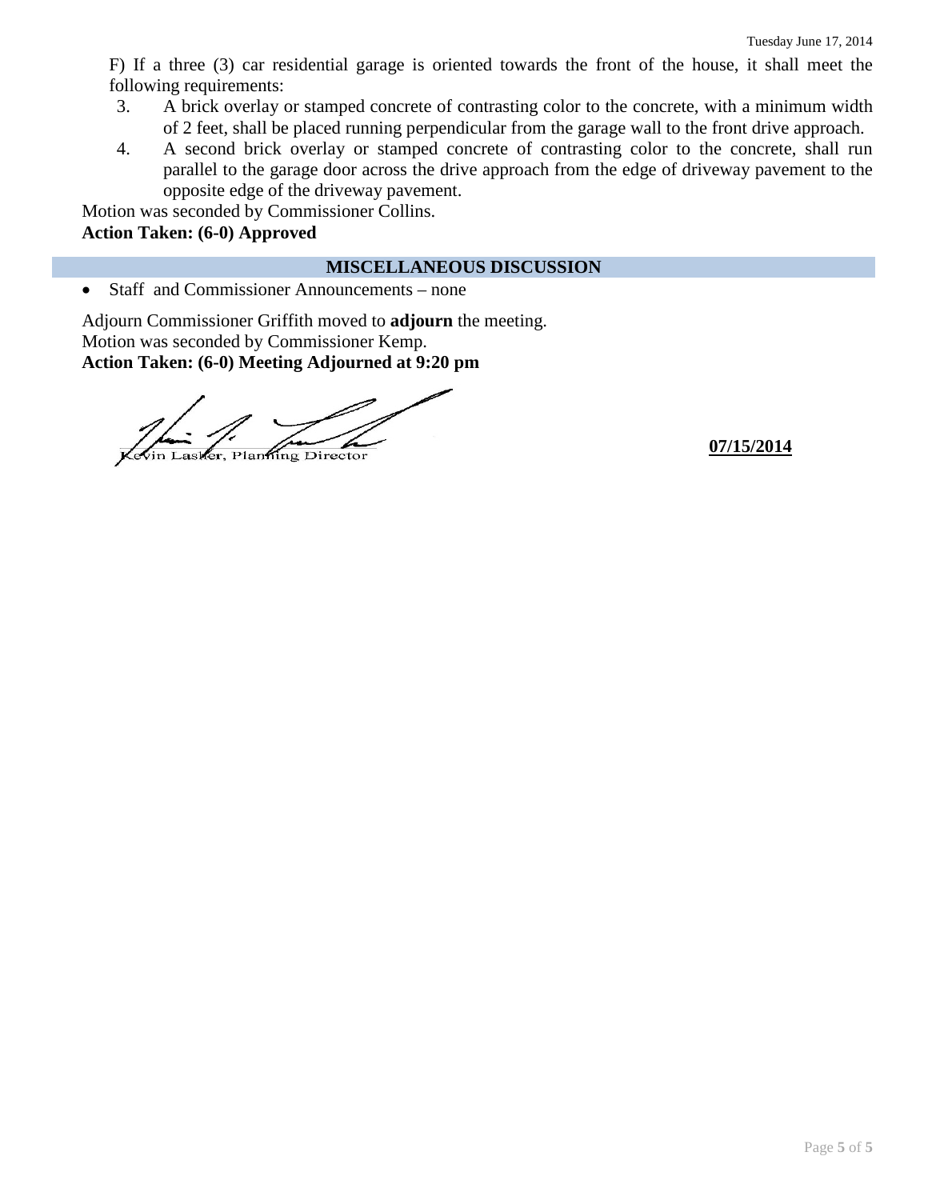F) If a three (3) car residential garage is oriented towards the front of the house, it shall meet the following requirements:

3. A brick overlay or stamped concrete of contrasting color to the concrete, with a minimum width of 2 feet, shall be placed running perpendicular from the garage wall to the front drive approach.
4. A second brick overlay or stamped concrete of contrasting color to the concrete, shall run parallel to the garage door across the drive approach from the edge of driveway pavement to the opposite edge of the driveway pavement.

Motion was seconded by Commissioner Collins.

**Action Taken: (6-0) Approved**

## MISCELLANEOUS DISCUSSION

- Staff and Commissioner Announcements – none

Adjourn Commissioner Griffith moved to **adjourn** the meeting.
Motion was seconded by Commissioner Kemp.
**Action Taken: (6-0) Meeting Adjourned at 9:20 pm**

Kevin Lasher, Planning Director

**07/15/2014**